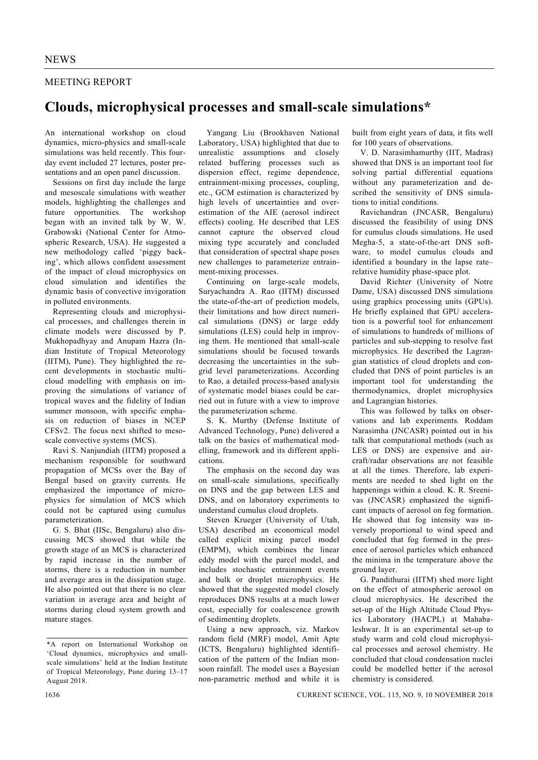NEWS

MEETING REPORT

# Clouds, microphysical processes and small-scale simulations*

An international workshop on cloud dynamics, micro-physics and small-scale simulations was held recently. This four-day event included 27 lectures, poster presentations and an open panel discussion.

Sessions on first day include the large and mesoscale simulations with weather models, highlighting the challenges and future opportunities. The workshop began with an invited talk by W. W. Grabowski (National Center for Atmospheric Research, USA). He suggested a new methodology called 'piggy backing', which allows confident assessment of the impact of cloud microphysics on cloud simulation and identifies the dynamic basis of convective invigoration in polluted environments.

Representing clouds and microphysical processes, and challenges therein in climate models were discussed by P. Mukhopadhyay and Anupam Hazra (Indian Institute of Tropical Meteorology (IITM), Pune). They highlighted the recent developments in stochastic multi-cloud modelling with emphasis on improving the simulations of variance of tropical waves and the fidelity of Indian summer monsoon, with specific emphasis on reduction of biases in NCEP CFSv2. The focus next shifted to mesoscale convective systems (MCS).

Ravi S. Nanjundiah (IITM) proposed a mechanism responsible for southward propagation of MCSs over the Bay of Bengal based on gravity currents. He emphasized the importance of microphysics for simulation of MCS which could not be captured using cumulus parameterization.

G. S. Bhat (IISc, Bengaluru) also discussing MCS showed that while the growth stage of an MCS is characterized by rapid increase in the number of storms, there is a reduction in number and average area in the dissipation stage. He also pointed out that there is no clear variation in average area and height of storms during cloud system growth and mature stages.

Yangang Liu (Brookhaven National Laboratory, USA) highlighted that due to unrealistic assumptions and closely related buffering processes such as dispersion effect, regime dependence, entrainment-mixing processes, coupling, etc., GCM estimation is characterized by high levels of uncertainties and overestimation of the AIE (aerosol indirect effects) cooling. He described that LES cannot capture the observed cloud mixing type accurately and concluded that consideration of spectral shape poses new challenges to parameterize entrainment-mixing processes.

Continuing on large-scale models, Suryachandra A. Rao (IITM) discussed the state-of-the-art of prediction models, their limitations and how direct numerical simulations (DNS) or large eddy simulations (LES) could help in improving them. He mentioned that small-scale simulations should be focused towards decreasing the uncertainties in the subgrid level parameterizations. According to Rao, a detailed process-based analysis of systematic model biases could be carried out in future with a view to improve the parameterization scheme.

S. K. Murthy (Defense Institute of Advanced Technology, Pune) delivered a talk on the basics of mathematical modelling, framework and its different applications.

The emphasis on the second day was on small-scale simulations, specifically on DNS and the gap between LES and DNS, and on laboratory experiments to understand cumulus cloud droplets.

Steven Krueger (University of Utah, USA) described an economical model called explicit mixing parcel model (EMPM), which combines the linear eddy model with the parcel model, and includes stochastic entrainment events and bulk or droplet microphysics. He showed that the suggested model closely reproduces DNS results at a much lower cost, especially for coalescence growth of sedimenting droplets.

Using a new approach, viz. Markov random field (MRF) model, Amit Apte (ICTS, Bengaluru) highlighted identification of the pattern of the Indian monsoon rainfall. The model uses a Bayesian non-parametric method and while it is built from eight years of data, it fits well for 100 years of observations.

V. D. Narasimhamurthy (IIT, Madras) showed that DNS is an important tool for solving partial differential equations without any parameterization and described the sensitivity of DNS simulations to initial conditions.

Ravichandran (JNCASR, Bengaluru) discussed the feasibility of using DNS for cumulus clouds simulations. He used Megha-5, a state-of-the-art DNS software, to model cumulus clouds and identified a boundary in the lapse rate–relative humidity phase-space plot.

David Richter (University of Notre Dame, USA) discussed DNS simulations using graphics processing units (GPUs). He briefly explained that GPU acceleration is a powerful tool for enhancement of simulations to hundreds of millions of particles and sub-stepping to resolve fast microphysics. He described the Lagrangian statistics of cloud droplets and concluded that DNS of point particles is an important tool for understanding the thermodynamics, droplet microphysics and Lagrangian histories.

This was followed by talks on observations and lab experiments. Roddam Narasimha (JNCASR) pointed out in his talk that computational methods (such as LES or DNS) are expensive and aircraft/radar observations are not feasible at all the times. Therefore, lab experiments are needed to shed light on the happenings within a cloud. K. R. Sreenivas (JNCASR) emphasized the significant impacts of aerosol on fog formation. He showed that fog intensity was inversely proportional to wind speed and concluded that fog formed in the presence of aerosol particles which enhanced the minima in the temperature above the ground layer.

G. Pandithurai (IITM) shed more light on the effect of atmospheric aerosol on cloud microphysics. He described the set-up of the High Altitude Cloud Physics Laboratory (HACPL) at Mahabaleshwar. It is an experimental set-up to study warm and cold cloud microphysical processes and aerosol chemistry. He concluded that cloud condensation nuclei could be modelled better if the aerosol chemistry is considered.

*A report on International Workshop on 'Cloud dynamics, microphysics and small-scale simulations' held at the Indian Institute of Tropical Meteorology, Pune during 13–17 August 2018.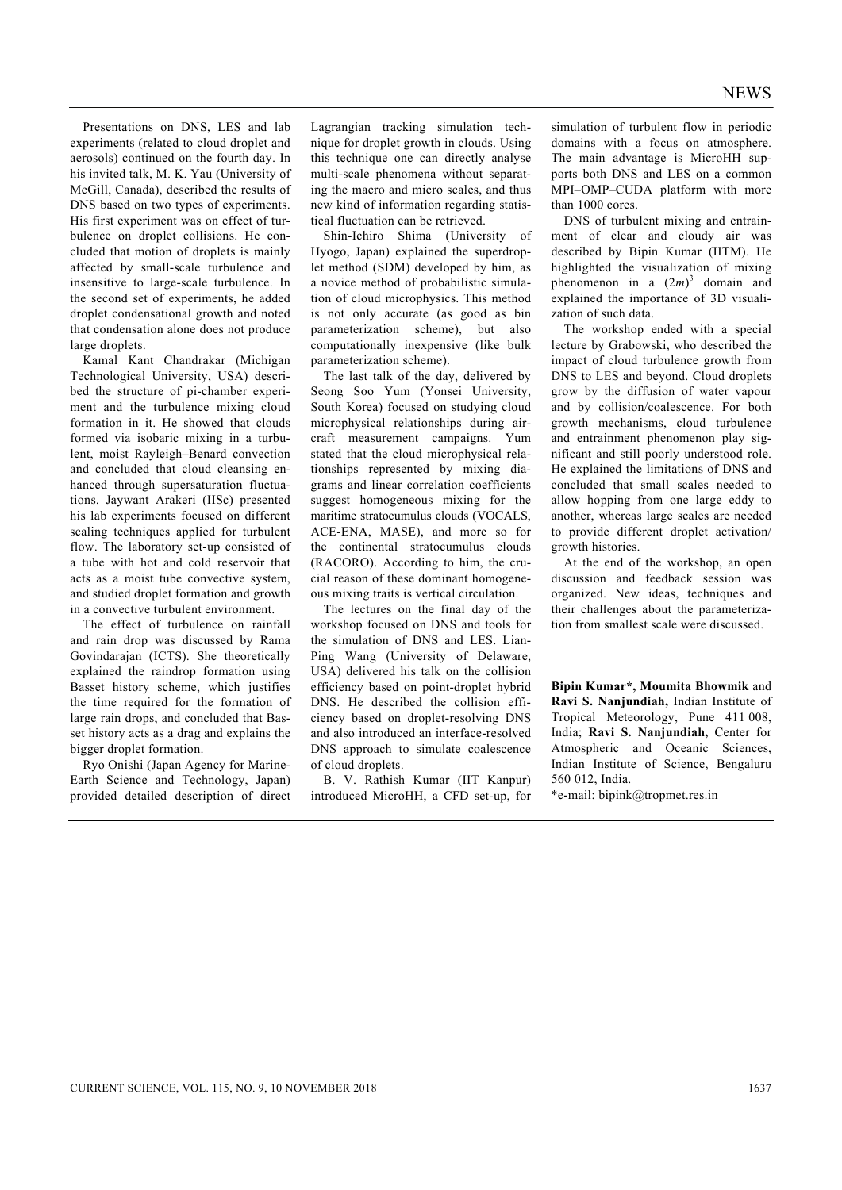Presentations on DNS, LES and lab experiments (related to cloud droplet and aerosols) continued on the fourth day. In his invited talk, M. K. Yau (University of McGill, Canada), described the results of DNS based on two types of experiments. His first experiment was on effect of turbulence on droplet collisions. He concluded that motion of droplets is mainly affected by small-scale turbulence and insensitive to large-scale turbulence. In the second set of experiments, he added droplet condensational growth and noted that condensation alone does not produce large droplets.

Kamal Kant Chandrakar (Michigan Technological University, USA) described the structure of pi-chamber experiment and the turbulence mixing cloud formation in it. He showed that clouds formed via isobaric mixing in a turbulent, moist Rayleigh–Benard convection and concluded that cloud cleansing enhanced through supersaturation fluctuations. Jaywant Arakeri (IISc) presented his lab experiments focused on different scaling techniques applied for turbulent flow. The laboratory set-up consisted of a tube with hot and cold reservoir that acts as a moist tube convective system, and studied droplet formation and growth in a convective turbulent environment.

The effect of turbulence on rainfall and rain drop was discussed by Rama Govindarajan (ICTS). She theoretically explained the raindrop formation using Basset history scheme, which justifies the time required for the formation of large rain drops, and concluded that Basset history acts as a drag and explains the bigger droplet formation.

Ryo Onishi (Japan Agency for Marine-Earth Science and Technology, Japan) provided detailed description of direct Lagrangian tracking simulation technique for droplet growth in clouds. Using this technique one can directly analyse multi-scale phenomena without separating the macro and micro scales, and thus new kind of information regarding statistical fluctuation can be retrieved.

Shin-Ichiro Shima (University of Hyogo, Japan) explained the superdroplet method (SDM) developed by him, as a novice method of probabilistic simulation of cloud microphysics. This method is not only accurate (as good as bin parameterization scheme), but also computationally inexpensive (like bulk parameterization scheme).

The last talk of the day, delivered by Seong Soo Yum (Yonsei University, South Korea) focused on studying cloud microphysical relationships during aircraft measurement campaigns. Yum stated that the cloud microphysical relationships represented by mixing diagrams and linear correlation coefficients suggest homogeneous mixing for the maritime stratocumulus clouds (VOCALS, ACE-ENA, MASE), and more so for the continental stratocumulus clouds (RACORO). According to him, the crucial reason of these dominant homogeneous mixing traits is vertical circulation.

The lectures on the final day of the workshop focused on DNS and tools for the simulation of DNS and LES. Lian-Ping Wang (University of Delaware, USA) delivered his talk on the collision efficiency based on point-droplet hybrid DNS. He described the collision efficiency based on droplet-resolving DNS and also introduced an interface-resolved DNS approach to simulate coalescence of cloud droplets.

B. V. Rathish Kumar (IIT Kanpur) introduced MicroHH, a CFD set-up, for simulation of turbulent flow in periodic domains with a focus on atmosphere. The main advantage is MicroHH supports both DNS and LES on a common MPI–OMP–CUDA platform with more than 1000 cores.

DNS of turbulent mixing and entrainment of clear and cloudy air was described by Bipin Kumar (IITM). He highlighted the visualization of mixing phenomenon in a $(2m)^3$ domain and explained the importance of 3D visualization of such data.

The workshop ended with a special lecture by Grabowski, who described the impact of cloud turbulence growth from DNS to LES and beyond. Cloud droplets grow by the diffusion of water vapour and by collision/coalescence. For both growth mechanisms, cloud turbulence and entrainment phenomenon play significant and still poorly understood role. He explained the limitations of DNS and concluded that small scales needed to allow hopping from one large eddy to another, whereas large scales are needed to provide different droplet activation/growth histories.

At the end of the workshop, an open discussion and feedback session was organized. New ideas, techniques and their challenges about the parameterization from smallest scale were discussed.

---

**Bipin Kumar\***, **Moumita Bhowmik** and **Ravi S. Nanjundiah,** Indian Institute of Tropical Meteorology, Pune 411 008, India; **Ravi S. Nanjundiah,** Center for Atmospheric and Oceanic Sciences, Indian Institute of Science, Bengaluru 560 012, India.
*e-mail: bipink@tropmet.res.in